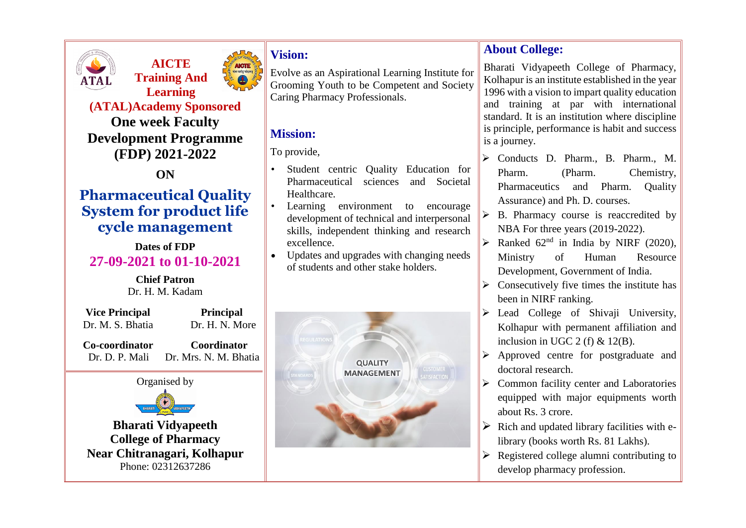**AICTE Training And Learning (ATAL)Academy Sponsored**

# One week Faculty Development Programme (FDP) 2021-2022

**ON**

# Pharmaceutical Quality System for product life cycle management

**Dates of FDP**

**27-09-2021 to 01-10-2021**

**Chief Patron**
Dr. H. M. Kadam

**Vice Principal**
Dr. M. S. Bhatia

**Principal**
Dr. H. N. More

**Co-coordinator**
Dr. D. P. Mali

**Coordinator**
Dr. Mrs. N. M. Bhatia

Organised by

**Bharati Vidyapeeth College of Pharmacy**
**Near Chitranagari, Kolhapur**
Phone: 02312637286

## Vision:

Evolve as an Aspirational Learning Institute for Grooming Youth to be Competent and Society Caring Pharmacy Professionals.

## Mission:

To provide,

- Student centric Quality Education for Pharmaceutical sciences and Societal Healthcare.
- Learning environment to encourage development of technical and interpersonal skills, independent thinking and research excellence.
- Updates and upgrades with changing needs of students and other stake holders.

## About College:

Bharati Vidyapeeth College of Pharmacy, Kolhapur is an institute established in the year 1996 with a vision to impart quality education and training at par with international standard. It is an institution where discipline is principle, performance is habit and success is a journey.

- Conducts D. Pharm., B. Pharm., M. Pharm. (Pharm. Chemistry, Pharmaceutics and Pharm. Quality Assurance) and Ph. D. courses.
- B. Pharmacy course is reaccredited by NBA For three years (2019-2022).
- Ranked 62nd in India by NIRF (2020), Ministry of Human Resource Development, Government of India.
- Consecutively five times the institute has been in NIRF ranking.
- Lead College of Shivaji University, Kolhapur with permanent affiliation and inclusion in UGC 2 (f) & 12(B).
- Approved centre for postgraduate and doctoral research.
- Common facility center and Laboratories equipped with major equipments worth about Rs. 3 crore.
- Rich and updated library facilities with e-library (books worth Rs. 81 Lakhs).
- Registered college alumni contributing to develop pharmacy profession.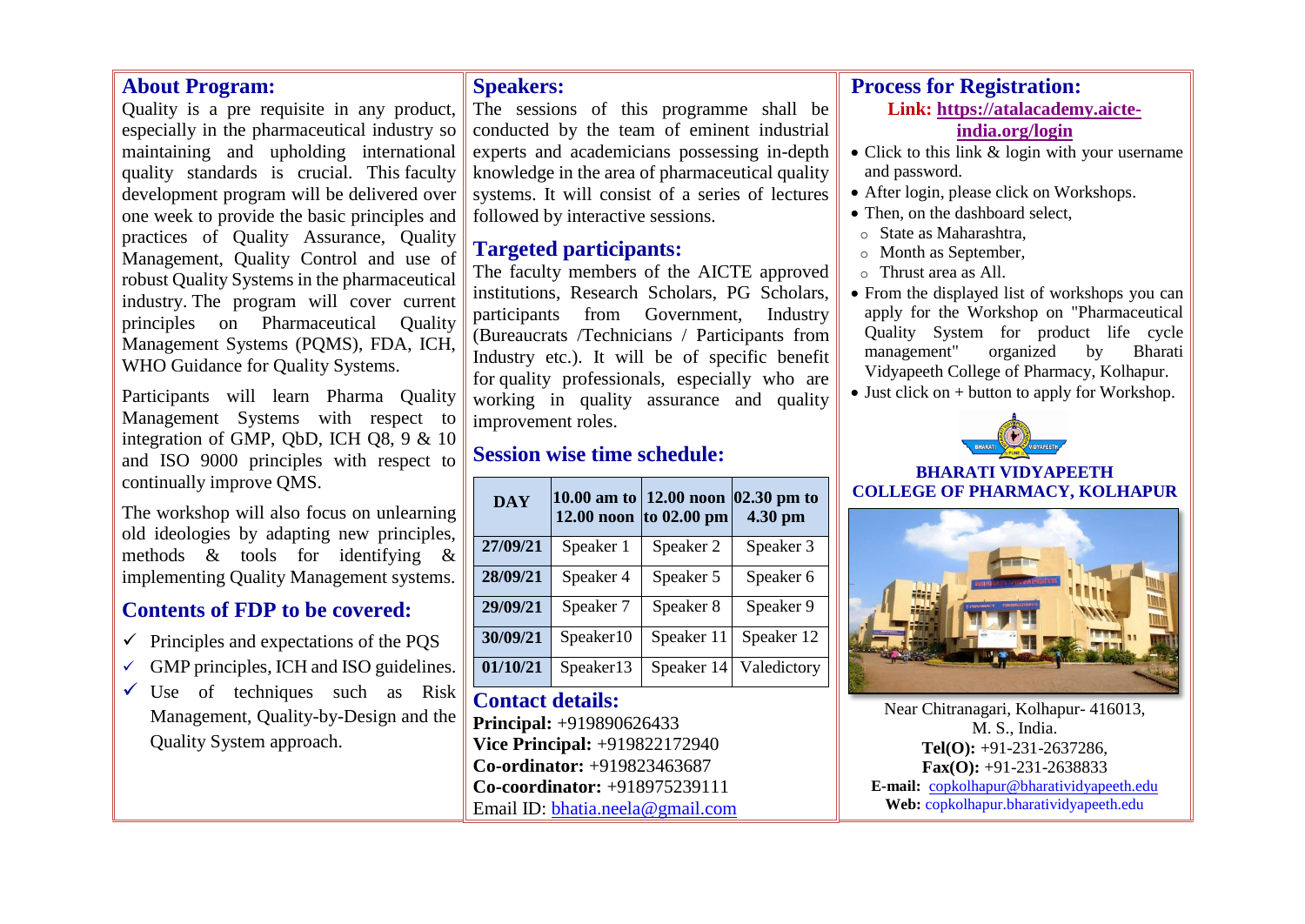## About Program:

Quality is a pre requisite in any product, especially in the pharmaceutical industry so maintaining and upholding international quality standards is crucial. This faculty development program will be delivered over one week to provide the basic principles and practices of Quality Assurance, Quality Management, Quality Control and use of robust Quality Systems in the pharmaceutical industry. The program will cover current principles on Pharmaceutical Quality Management Systems (PQMS), FDA, ICH, WHO Guidance for Quality Systems.

Participants will learn Pharma Quality Management Systems with respect to integration of GMP, QbD, ICH Q8, 9 & 10 and ISO 9000 principles with respect to continually improve QMS.

The workshop will also focus on unlearning old ideologies by adapting new principles, methods & tools for identifying & implementing Quality Management systems.

## Contents of FDP to be covered:

- ✓ Principles and expectations of the PQS
- ✓ GMP principles, ICH and ISO guidelines.
- ✓ Use of techniques such as Risk Management, Quality-by-Design and the Quality System approach.

## Speakers:

The sessions of this programme shall be conducted by the team of eminent industrial experts and academicians possessing in-depth knowledge in the area of pharmaceutical quality systems. It will consist of a series of lectures followed by interactive sessions.

## Targeted participants:

The faculty members of the AICTE approved institutions, Research Scholars, PG Scholars, participants from Government, Industry (Bureaucrats /Technicians / Participants from Industry etc.). It will be of specific benefit for quality professionals, especially who are working in quality assurance and quality improvement roles.

## Session wise time schedule:

| DAY | 10.00 am to 12.00 noon | 12.00 noon to 02.00 pm | 02.30 pm to 4.30 pm |
|---|---|---|---|
| 27/09/21 | Speaker 1 | Speaker 2 | Speaker 3 |
| 28/09/21 | Speaker 4 | Speaker 5 | Speaker 6 |
| 29/09/21 | Speaker 7 | Speaker 8 | Speaker 9 |
| 30/09/21 | Speaker10 | Speaker 11 | Speaker 12 |
| 01/10/21 | Speaker13 | Speaker 14 | Valedictory |

## Contact details:

**Principal:** +919890626433
**Vice Principal:** +919822172940
**Co-ordinator:** +919823463687
**Co-coordinator:** +918975239111
Email ID: bhatia.neela@gmail.com

## Process for Registration:

**Link: https://atalacademy.aicte-india.org/login**

- Click to this link & login with your username and password.
- After login, please click on Workshops.
- Then, on the dashboard select,
  - State as Maharashtra,
  - Month as September,
  - Thrust area as All.
- From the displayed list of workshops you can apply for the Workshop on "Pharmaceutical Quality System for product life cycle management" organized by Bharati Vidyapeeth College of Pharmacy, Kolhapur.
- Just click on + button to apply for Workshop.

**BHARATI VIDYAPEETH COLLEGE OF PHARMACY, KOLHAPUR**

Near Chitranagari, Kolhapur- 416013,
M. S., India.
**Tel(O):** +91-231-2637286,
**Fax(O):** +91-231-2638833
**E-mail:** copkolhapur@bharatividyapeeth.edu
**Web:** copkolhapur.bharatividyapeeth.edu